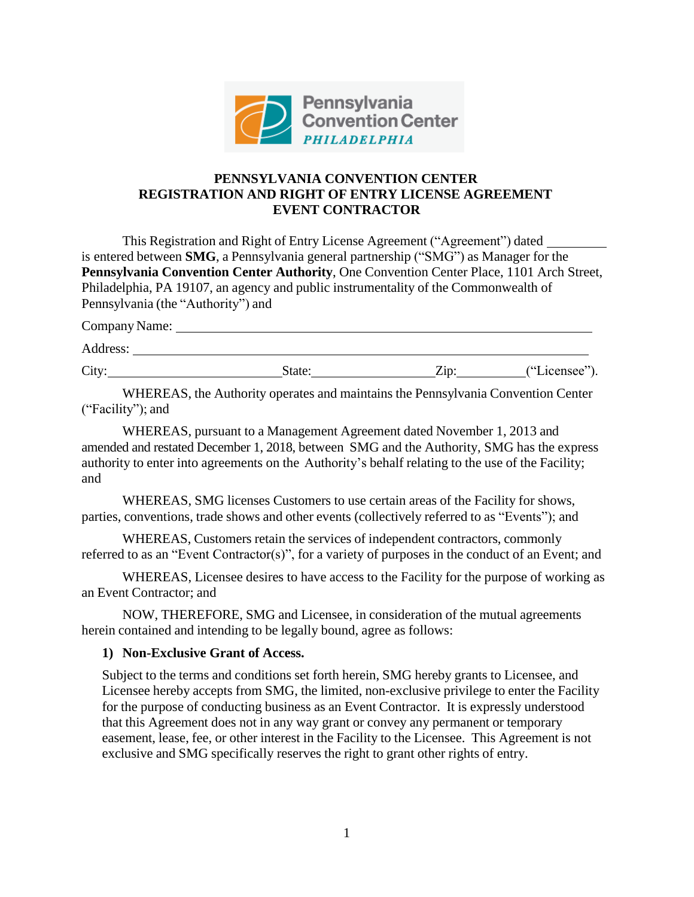**PENNSYLVANIA CONVENTION CENTER**
**REGISTRATION AND RIGHT OF ENTRY LICENSE AGREEMENT**
**EVENT CONTRACTOR**

This Registration and Right of Entry License Agreement ("Agreement") dated __________ is entered between **SMG**, a Pennsylvania general partnership ("SMG") as Manager for the **Pennsylvania Convention Center Authority**, One Convention Center Place, 1101 Arch Street, Philadelphia, PA 19107, an agency and public instrumentality of the Commonwealth of Pennsylvania (the "Authority") and

Company Name: ____________________________________________

Address: ________________________________________________

City:____________________ State:________________ Zip:__________ ("Licensee").

WHEREAS, the Authority operates and maintains the Pennsylvania Convention Center ("Facility"); and

WHEREAS, pursuant to a Management Agreement dated November 1, 2013 and amended and restated December 1, 2018, between SMG and the Authority, SMG has the express authority to enter into agreements on the Authority's behalf relating to the use of the Facility; and

WHEREAS, SMG licenses Customers to use certain areas of the Facility for shows, parties, conventions, trade shows and other events (collectively referred to as "Events"); and

WHEREAS, Customers retain the services of independent contractors, commonly referred to as an "Event Contractor(s)", for a variety of purposes in the conduct of an Event; and

WHEREAS, Licensee desires to have access to the Facility for the purpose of working as an Event Contractor; and

NOW, THEREFORE, SMG and Licensee, in consideration of the mutual agreements herein contained and intending to be legally bound, agree as follows:

**1) Non-Exclusive Grant of Access.**

Subject to the terms and conditions set forth herein, SMG hereby grants to Licensee, and Licensee hereby accepts from SMG, the limited, non-exclusive privilege to enter the Facility for the purpose of conducting business as an Event Contractor. It is expressly understood that this Agreement does not in any way grant or convey any permanent or temporary easement, lease, fee, or other interest in the Facility to the Licensee. This Agreement is not exclusive and SMG specifically reserves the right to grant other rights of entry.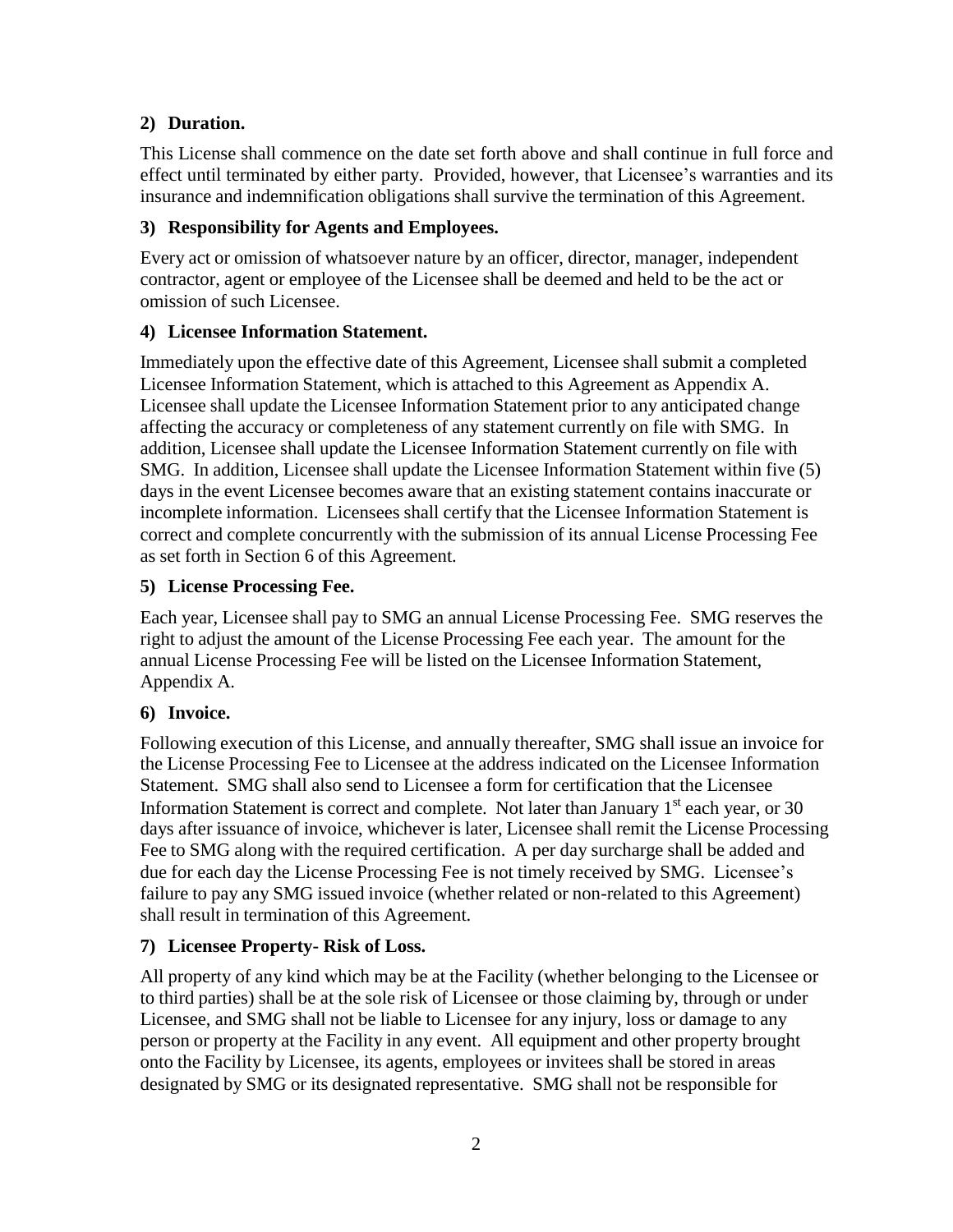## 2) Duration.

This License shall commence on the date set forth above and shall continue in full force and effect until terminated by either party. Provided, however, that Licensee's warranties and its insurance and indemnification obligations shall survive the termination of this Agreement.

## 3) Responsibility for Agents and Employees.

Every act or omission of whatsoever nature by an officer, director, manager, independent contractor, agent or employee of the Licensee shall be deemed and held to be the act or omission of such Licensee.

## 4) Licensee Information Statement.

Immediately upon the effective date of this Agreement, Licensee shall submit a completed Licensee Information Statement, which is attached to this Agreement as Appendix A. Licensee shall update the Licensee Information Statement prior to any anticipated change affecting the accuracy or completeness of any statement currently on file with SMG. In addition, Licensee shall update the Licensee Information Statement currently on file with SMG. In addition, Licensee shall update the Licensee Information Statement within five (5) days in the event Licensee becomes aware that an existing statement contains inaccurate or incomplete information. Licensees shall certify that the Licensee Information Statement is correct and complete concurrently with the submission of its annual License Processing Fee as set forth in Section 6 of this Agreement.

## 5) License Processing Fee.

Each year, Licensee shall pay to SMG an annual License Processing Fee. SMG reserves the right to adjust the amount of the License Processing Fee each year. The amount for the annual License Processing Fee will be listed on the Licensee Information Statement, Appendix A.

## 6) Invoice.

Following execution of this License, and annually thereafter, SMG shall issue an invoice for the License Processing Fee to Licensee at the address indicated on the Licensee Information Statement. SMG shall also send to Licensee a form for certification that the Licensee Information Statement is correct and complete. Not later than January 1st each year, or 30 days after issuance of invoice, whichever is later, Licensee shall remit the License Processing Fee to SMG along with the required certification. A per day surcharge shall be added and due for each day the License Processing Fee is not timely received by SMG. Licensee's failure to pay any SMG issued invoice (whether related or non-related to this Agreement) shall result in termination of this Agreement.

## 7) Licensee Property- Risk of Loss.

All property of any kind which may be at the Facility (whether belonging to the Licensee or to third parties) shall be at the sole risk of Licensee or those claiming by, through or under Licensee, and SMG shall not be liable to Licensee for any injury, loss or damage to any person or property at the Facility in any event. All equipment and other property brought onto the Facility by Licensee, its agents, employees or invitees shall be stored in areas designated by SMG or its designated representative. SMG shall not be responsible for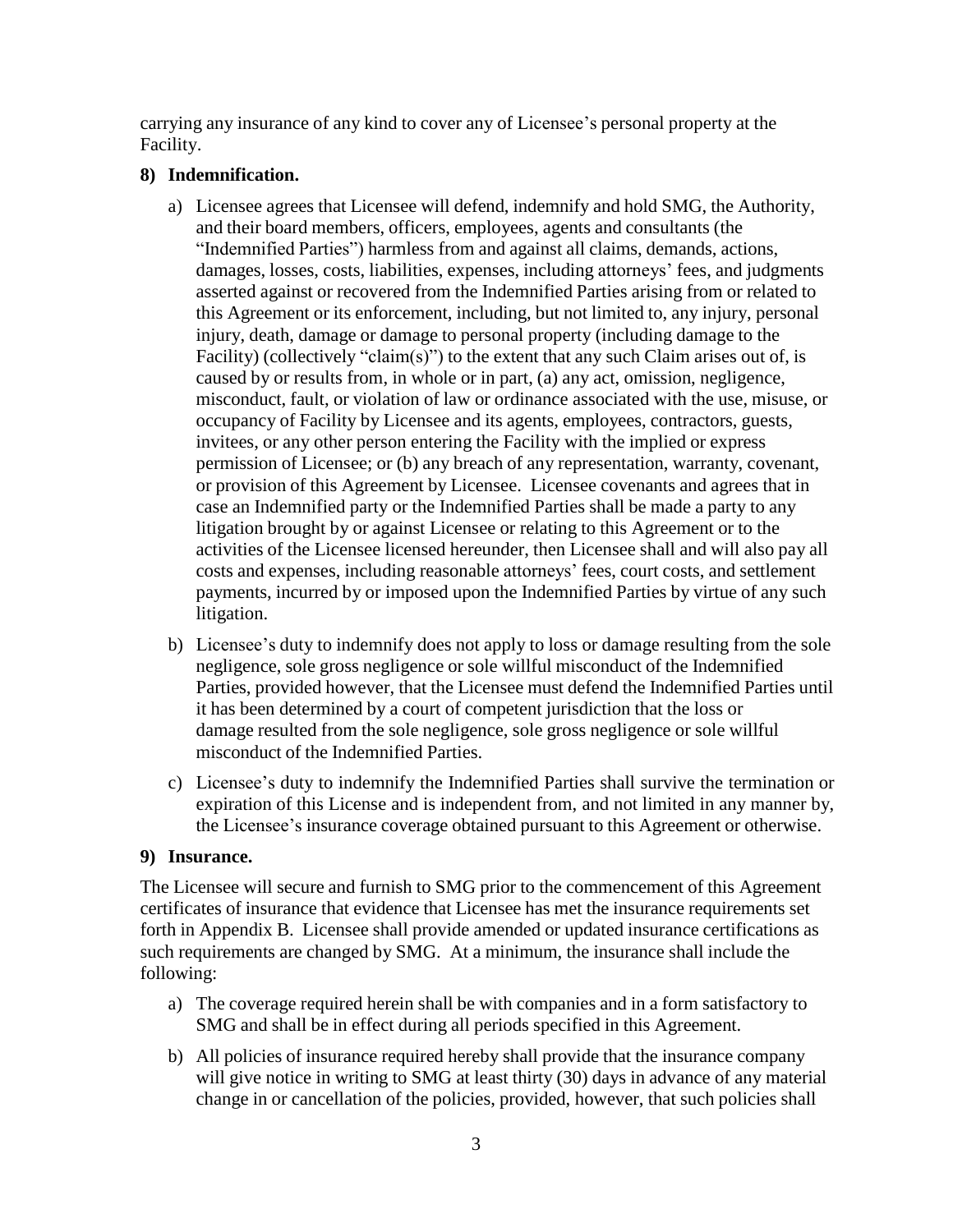carrying any insurance of any kind to cover any of Licensee's personal property at the Facility.

**8) Indemnification.**

a) Licensee agrees that Licensee will defend, indemnify and hold SMG, the Authority, and their board members, officers, employees, agents and consultants (the "Indemnified Parties") harmless from and against all claims, demands, actions, damages, losses, costs, liabilities, expenses, including attorneys' fees, and judgments asserted against or recovered from the Indemnified Parties arising from or related to this Agreement or its enforcement, including, but not limited to, any injury, personal injury, death, damage or damage to personal property (including damage to the Facility) (collectively "claim(s)") to the extent that any such Claim arises out of, is caused by or results from, in whole or in part, (a) any act, omission, negligence, misconduct, fault, or violation of law or ordinance associated with the use, misuse, or occupancy of Facility by Licensee and its agents, employees, contractors, guests, invitees, or any other person entering the Facility with the implied or express permission of Licensee; or (b) any breach of any representation, warranty, covenant, or provision of this Agreement by Licensee. Licensee covenants and agrees that in case an Indemnified party or the Indemnified Parties shall be made a party to any litigation brought by or against Licensee or relating to this Agreement or to the activities of the Licensee licensed hereunder, then Licensee shall and will also pay all costs and expenses, including reasonable attorneys' fees, court costs, and settlement payments, incurred by or imposed upon the Indemnified Parties by virtue of any such litigation.

b) Licensee's duty to indemnify does not apply to loss or damage resulting from the sole negligence, sole gross negligence or sole willful misconduct of the Indemnified Parties, provided however, that the Licensee must defend the Indemnified Parties until it has been determined by a court of competent jurisdiction that the loss or damage resulted from the sole negligence, sole gross negligence or sole willful misconduct of the Indemnified Parties.

c) Licensee's duty to indemnify the Indemnified Parties shall survive the termination or expiration of this License and is independent from, and not limited in any manner by, the Licensee's insurance coverage obtained pursuant to this Agreement or otherwise.

**9) Insurance.**

The Licensee will secure and furnish to SMG prior to the commencement of this Agreement certificates of insurance that evidence that Licensee has met the insurance requirements set forth in Appendix B. Licensee shall provide amended or updated insurance certifications as such requirements are changed by SMG. At a minimum, the insurance shall include the following:

a) The coverage required herein shall be with companies and in a form satisfactory to SMG and shall be in effect during all periods specified in this Agreement.

b) All policies of insurance required hereby shall provide that the insurance company will give notice in writing to SMG at least thirty (30) days in advance of any material change in or cancellation of the policies, provided, however, that such policies shall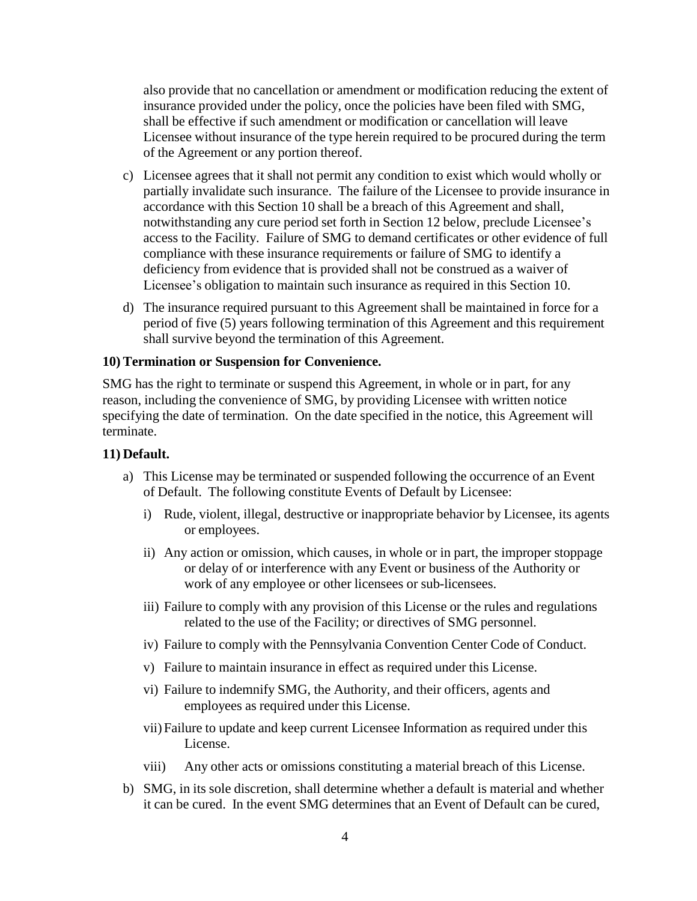also provide that no cancellation or amendment or modification reducing the extent of insurance provided under the policy, once the policies have been filed with SMG, shall be effective if such amendment or modification or cancellation will leave Licensee without insurance of the type herein required to be procured during the term of the Agreement or any portion thereof.

c) Licensee agrees that it shall not permit any condition to exist which would wholly or partially invalidate such insurance. The failure of the Licensee to provide insurance in accordance with this Section 10 shall be a breach of this Agreement and shall, notwithstanding any cure period set forth in Section 12 below, preclude Licensee's access to the Facility. Failure of SMG to demand certificates or other evidence of full compliance with these insurance requirements or failure of SMG to identify a deficiency from evidence that is provided shall not be construed as a waiver of Licensee's obligation to maintain such insurance as required in this Section 10.

d) The insurance required pursuant to this Agreement shall be maintained in force for a period of five (5) years following termination of this Agreement and this requirement shall survive beyond the termination of this Agreement.

**10) Termination or Suspension for Convenience.**

SMG has the right to terminate or suspend this Agreement, in whole or in part, for any reason, including the convenience of SMG, by providing Licensee with written notice specifying the date of termination. On the date specified in the notice, this Agreement will terminate.

**11) Default.**

a) This License may be terminated or suspended following the occurrence of an Event of Default. The following constitute Events of Default by Licensee:

i) Rude, violent, illegal, destructive or inappropriate behavior by Licensee, its agents or employees.

ii) Any action or omission, which causes, in whole or in part, the improper stoppage or delay of or interference with any Event or business of the Authority or work of any employee or other licensees or sub-licensees.

iii) Failure to comply with any provision of this License or the rules and regulations related to the use of the Facility; or directives of SMG personnel.

iv) Failure to comply with the Pennsylvania Convention Center Code of Conduct.

v) Failure to maintain insurance in effect as required under this License.

vi) Failure to indemnify SMG, the Authority, and their officers, agents and employees as required under this License.

vii) Failure to update and keep current Licensee Information as required under this License.

viii) Any other acts or omissions constituting a material breach of this License.

b) SMG, in its sole discretion, shall determine whether a default is material and whether it can be cured. In the event SMG determines that an Event of Default can be cured,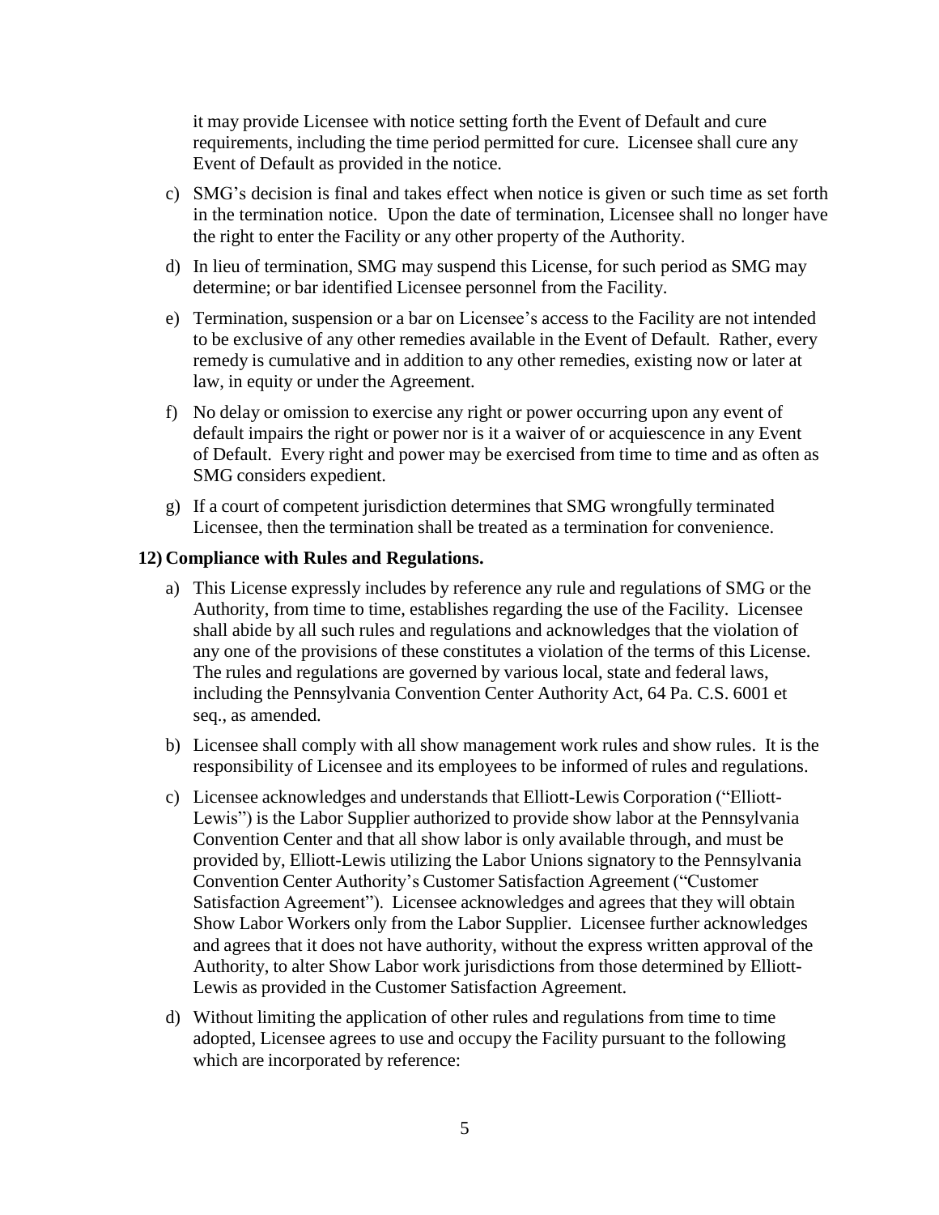it may provide Licensee with notice setting forth the Event of Default and cure requirements, including the time period permitted for cure. Licensee shall cure any Event of Default as provided in the notice.

c) SMG's decision is final and takes effect when notice is given or such time as set forth in the termination notice. Upon the date of termination, Licensee shall no longer have the right to enter the Facility or any other property of the Authority.

d) In lieu of termination, SMG may suspend this License, for such period as SMG may determine; or bar identified Licensee personnel from the Facility.

e) Termination, suspension or a bar on Licensee's access to the Facility are not intended to be exclusive of any other remedies available in the Event of Default. Rather, every remedy is cumulative and in addition to any other remedies, existing now or later at law, in equity or under the Agreement.

f) No delay or omission to exercise any right or power occurring upon any event of default impairs the right or power nor is it a waiver of or acquiescence in any Event of Default. Every right and power may be exercised from time to time and as often as SMG considers expedient.

g) If a court of competent jurisdiction determines that SMG wrongfully terminated Licensee, then the termination shall be treated as a termination for convenience.

**12) Compliance with Rules and Regulations.**

a) This License expressly includes by reference any rule and regulations of SMG or the Authority, from time to time, establishes regarding the use of the Facility. Licensee shall abide by all such rules and regulations and acknowledges that the violation of any one of the provisions of these constitutes a violation of the terms of this License. The rules and regulations are governed by various local, state and federal laws, including the Pennsylvania Convention Center Authority Act, 64 Pa. C.S. 6001 et seq., as amended.

b) Licensee shall comply with all show management work rules and show rules. It is the responsibility of Licensee and its employees to be informed of rules and regulations.

c) Licensee acknowledges and understands that Elliott-Lewis Corporation ("Elliott-Lewis") is the Labor Supplier authorized to provide show labor at the Pennsylvania Convention Center and that all show labor is only available through, and must be provided by, Elliott-Lewis utilizing the Labor Unions signatory to the Pennsylvania Convention Center Authority's Customer Satisfaction Agreement ("Customer Satisfaction Agreement"). Licensee acknowledges and agrees that they will obtain Show Labor Workers only from the Labor Supplier. Licensee further acknowledges and agrees that it does not have authority, without the express written approval of the Authority, to alter Show Labor work jurisdictions from those determined by Elliott-Lewis as provided in the Customer Satisfaction Agreement.

d) Without limiting the application of other rules and regulations from time to time adopted, Licensee agrees to use and occupy the Facility pursuant to the following which are incorporated by reference: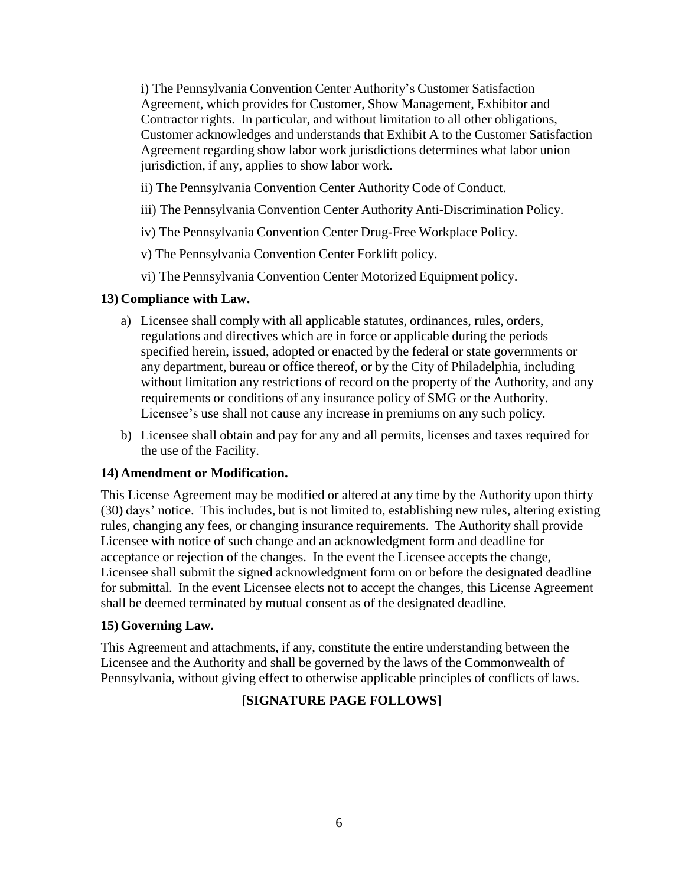i) The Pennsylvania Convention Center Authority's Customer Satisfaction Agreement, which provides for Customer, Show Management, Exhibitor and Contractor rights. In particular, and without limitation to all other obligations, Customer acknowledges and understands that Exhibit A to the Customer Satisfaction Agreement regarding show labor work jurisdictions determines what labor union jurisdiction, if any, applies to show labor work.

ii) The Pennsylvania Convention Center Authority Code of Conduct.

iii) The Pennsylvania Convention Center Authority Anti-Discrimination Policy.

iv) The Pennsylvania Convention Center Drug-Free Workplace Policy.

v) The Pennsylvania Convention Center Forklift policy.

vi) The Pennsylvania Convention Center Motorized Equipment policy.

**13) Compliance with Law.**

a) Licensee shall comply with all applicable statutes, ordinances, rules, orders, regulations and directives which are in force or applicable during the periods specified herein, issued, adopted or enacted by the federal or state governments or any department, bureau or office thereof, or by the City of Philadelphia, including without limitation any restrictions of record on the property of the Authority, and any requirements or conditions of any insurance policy of SMG or the Authority. Licensee's use shall not cause any increase in premiums on any such policy.

b) Licensee shall obtain and pay for any and all permits, licenses and taxes required for the use of the Facility.

**14) Amendment or Modification.**

This License Agreement may be modified or altered at any time by the Authority upon thirty (30) days' notice. This includes, but is not limited to, establishing new rules, altering existing rules, changing any fees, or changing insurance requirements. The Authority shall provide Licensee with notice of such change and an acknowledgment form and deadline for acceptance or rejection of the changes. In the event the Licensee accepts the change, Licensee shall submit the signed acknowledgment form on or before the designated deadline for submittal. In the event Licensee elects not to accept the changes, this License Agreement shall be deemed terminated by mutual consent as of the designated deadline.

**15) Governing Law.**

This Agreement and attachments, if any, constitute the entire understanding between the Licensee and the Authority and shall be governed by the laws of the Commonwealth of Pennsylvania, without giving effect to otherwise applicable principles of conflicts of laws.

**[SIGNATURE PAGE FOLLOWS]**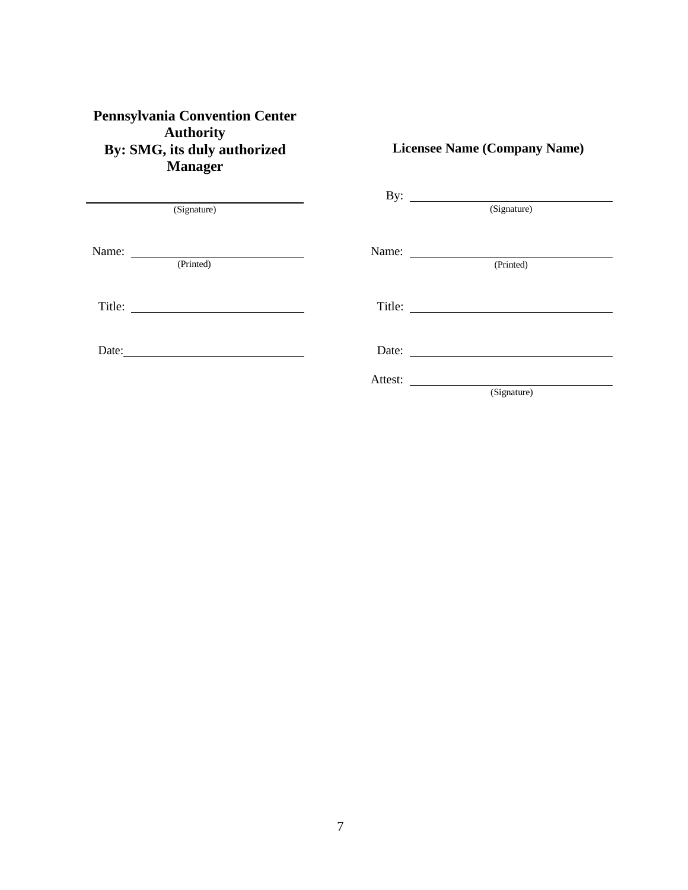**Pennsylvania Convention Center Authority**
**By: SMG, its duly authorized Manager**

\_\_\_\_\_\_\_\_\_\_\_\_\_\_\_\_\_\_\_\_\_\_\_\_\_\_\_\_\_\_
(Signature)

Name: \_\_\_\_\_\_\_\_\_\_\_\_\_\_\_\_\_\_\_\_\_\_\_\_\_\_
(Printed)

Title: \_\_\_\_\_\_\_\_\_\_\_\_\_\_\_\_\_\_\_\_\_\_\_\_\_\_

Date: \_\_\_\_\_\_\_\_\_\_\_\_\_\_\_\_\_\_\_\_\_\_\_\_\_\_

**Licensee Name (Company Name)**

By: \_\_\_\_\_\_\_\_\_\_\_\_\_\_\_\_\_\_\_\_\_\_\_\_\_\_
(Signature)

Name: \_\_\_\_\_\_\_\_\_\_\_\_\_\_\_\_\_\_\_\_\_\_\_\_\_\_
(Printed)

Title: \_\_\_\_\_\_\_\_\_\_\_\_\_\_\_\_\_\_\_\_\_\_\_\_\_\_

Date: \_\_\_\_\_\_\_\_\_\_\_\_\_\_\_\_\_\_\_\_\_\_\_\_\_\_

Attest: \_\_\_\_\_\_\_\_\_\_\_\_\_\_\_\_\_\_\_\_\_\_\_\_\_\_
(Signature)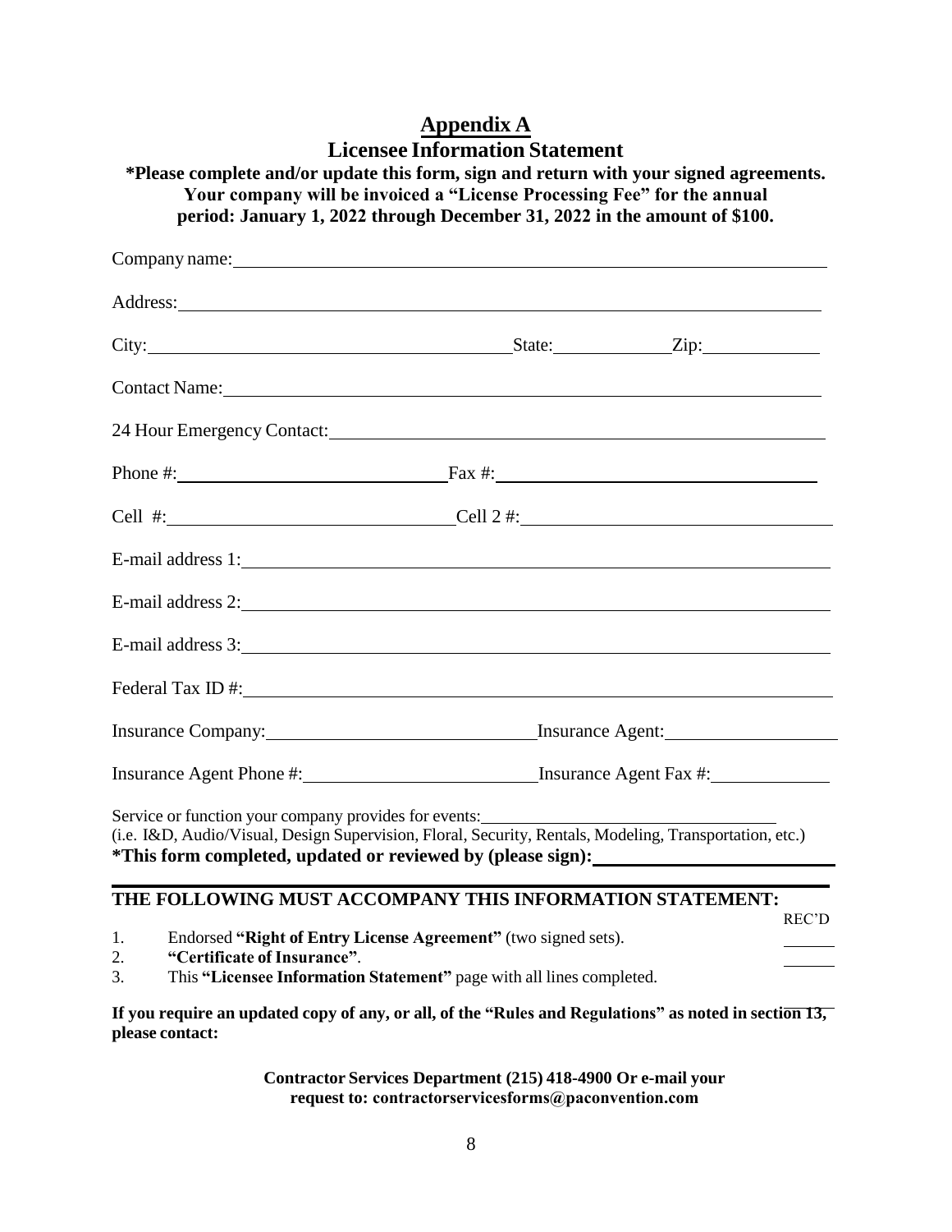# Appendix A

## Licensee Information Statement

**\*Please complete and/or update this form, sign and return with your signed agreements. Your company will be invoiced a "License Processing Fee" for the annual period: January 1, 2022 through December 31, 2022 in the amount of $100.**

Company name: ____________________

Address: ____________________

City: ____________________ State: __________ Zip: __________

Contact Name: ____________________

24 Hour Emergency Contact: ____________________

Phone #: ____________________ Fax #: ____________________

Cell #: ____________________ Cell 2 #: ____________________

E-mail address 1: ____________________

E-mail address 2: ____________________

E-mail address 3: ____________________

Federal Tax ID #: ____________________

Insurance Company: ____________________ Insurance Agent: ____________________

Insurance Agent Phone #: ____________________ Insurance Agent Fax #: ____________________

Service or function your company provides for events: ____________________
(i.e. I&D, Audio/Visual, Design Supervision, Floral, Security, Rentals, Modeling, Transportation, etc.)

**\*This form completed, updated or reviewed by (please sign):** ____________________

## THE FOLLOWING MUST ACCOMPANY THIS INFORMATION STATEMENT:

| | | REC'D |
|---|---|---|
| 1. | Endorsed **"Right of Entry License Agreement"** (two signed sets). | ______ |
| 2. | **"Certificate of Insurance"**. | ______ |
| 3. | This **"Licensee Information Statement"** page with all lines completed. | ______ |

**If you require an updated copy of any, or all, of the "Rules and Regulations" as noted in section 13, please contact:**

**Contractor Services Department (215) 418-4900 Or e-mail your request to: contractorservicesforms@paconvention.com**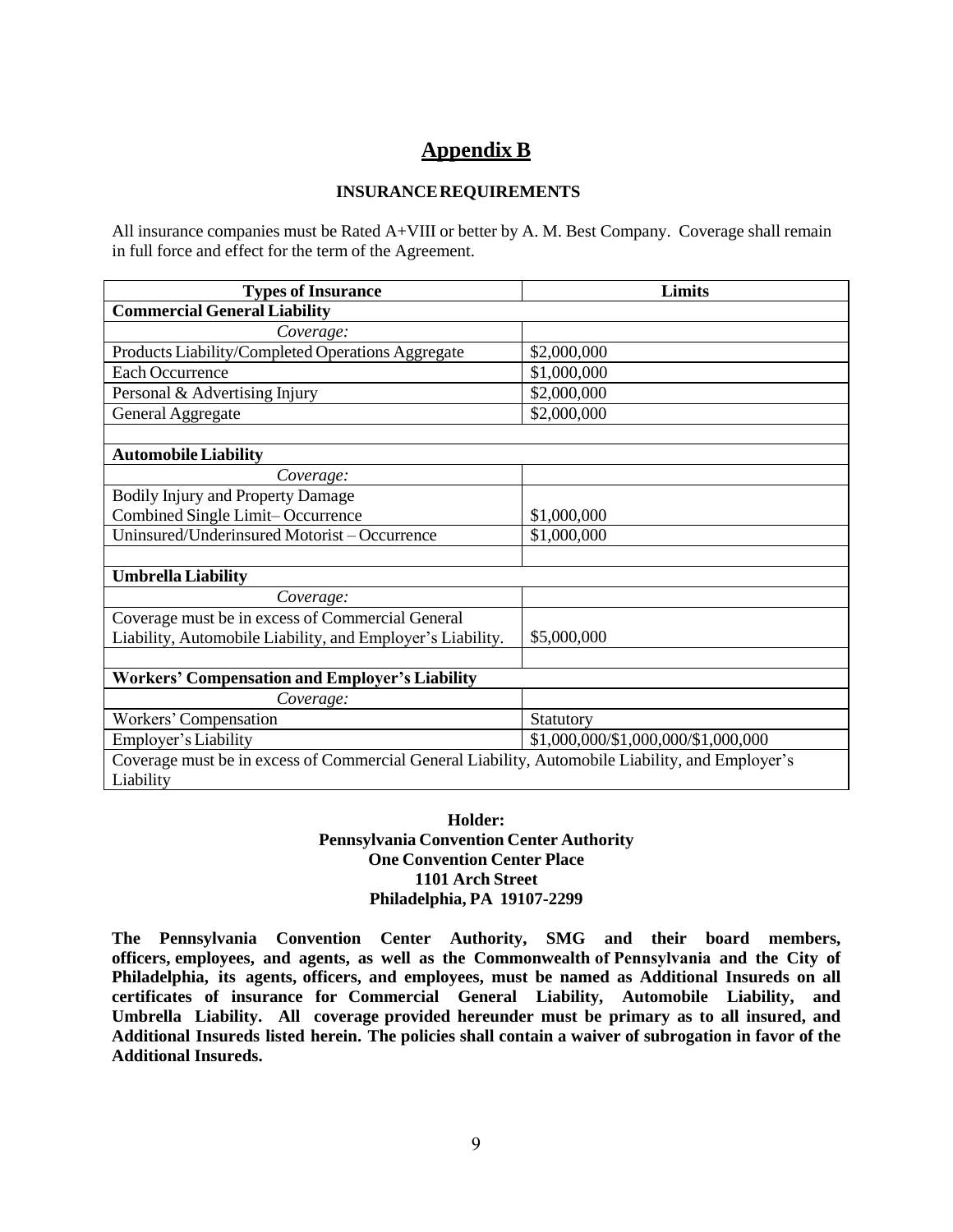# Appendix B

## INSURANCE REQUIREMENTS

All insurance companies must be Rated A+VIII or better by A. M. Best Company. Coverage shall remain in full force and effect for the term of the Agreement.

| Types of Insurance | Limits |
|---|---|
| **Commercial General Liability** | |
| *Coverage:* | |
| Products Liability/Completed Operations Aggregate | \$2,000,000 |
| Each Occurrence | \$1,000,000 |
| Personal & Advertising Injury | \$2,000,000 |
| General Aggregate | \$2,000,000 |
| | |
| **Automobile Liability** | |
| *Coverage:* | |
| Bodily Injury and Property Damage Combined Single Limit– Occurrence | \$1,000,000 |
| Uninsured/Underinsured Motorist – Occurrence | \$1,000,000 |
| | |
| **Umbrella Liability** | |
| *Coverage:* | |
| Coverage must be in excess of Commercial General Liability, Automobile Liability, and Employer's Liability. | \$5,000,000 |
| | |
| **Workers' Compensation and Employer's Liability** | |
| *Coverage:* | |
| Workers' Compensation | Statutory |
| Employer's Liability | \$1,000,000/\$1,000,000/\$1,000,000 |
| Coverage must be in excess of Commercial General Liability, Automobile Liability, and Employer's Liability | |

**Holder:**
**Pennsylvania Convention Center Authority**
**One Convention Center Place**
**1101 Arch Street**
**Philadelphia, PA 19107-2299**

**The Pennsylvania Convention Center Authority, SMG and their board members, officers, employees, and agents, as well as the Commonwealth of Pennsylvania and the City of Philadelphia, its agents, officers, and employees, must be named as Additional Insureds on all certificates of insurance for Commercial General Liability, Automobile Liability, and Umbrella Liability. All coverage provided hereunder must be primary as to all insured, and Additional Insureds listed herein. The policies shall contain a waiver of subrogation in favor of the Additional Insureds.**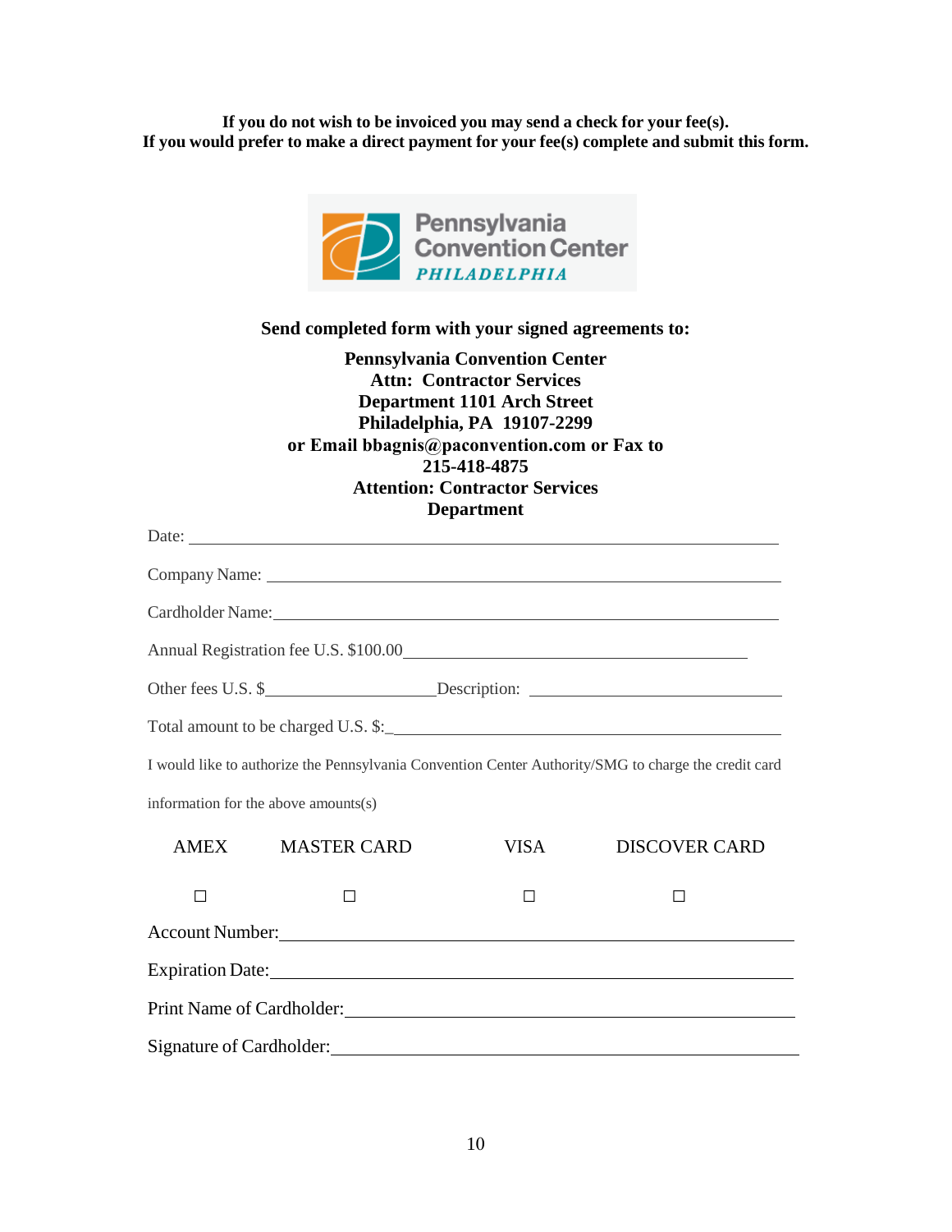**If you do not wish to be invoiced you may send a check for your fee(s).**
**If you would prefer to make a direct payment for your fee(s) complete and submit this form.**

Pennsylvania Convention Center
*PHILADELPHIA*

**Send completed form with your signed agreements to:**

**Pennsylvania Convention Center**
**Attn: Contractor Services**
**Department 1101 Arch Street**
**Philadelphia, PA 19107-2299**
**or Email bbagnis@paconvention.com or Fax to 215-418-4875**
**Attention: Contractor Services Department**

Date: ______________________________________________

Company Name: ______________________________________________

Cardholder Name: ______________________________________________

Annual Registration fee U.S. $100.00______________________________________

Other fees U.S. $____________________Description: ______________________

Total amount to be charged U.S. $:______________________________________

I would like to authorize the Pennsylvania Convention Center Authority/SMG to charge the credit card information for the above amounts(s)

AMEX ☐ MASTER CARD ☐ VISA ☐ DISCOVER CARD ☐

Account Number: ______________________________________________

Expiration Date: ______________________________________________

Print Name of Cardholder: ______________________________________________

Signature of Cardholder: ______________________________________________